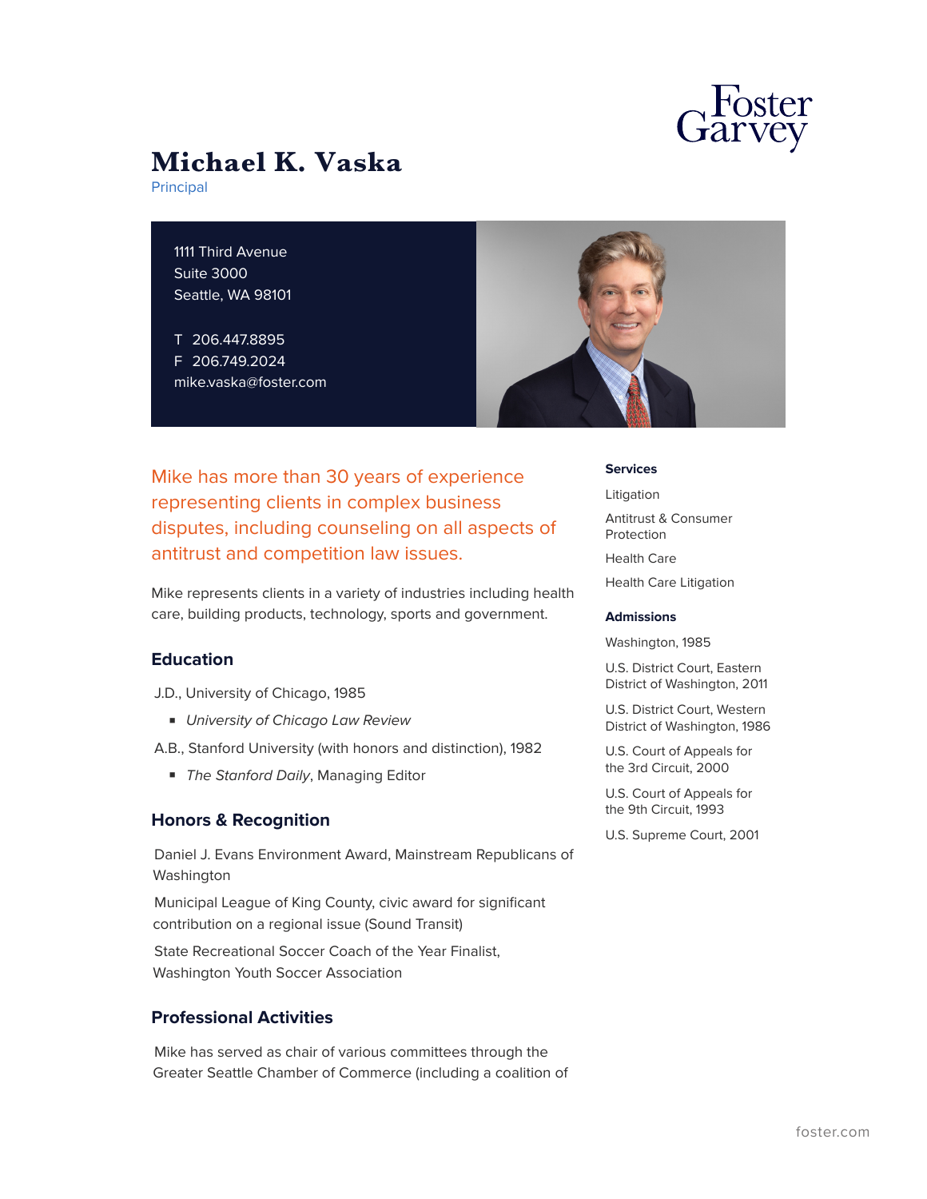# Michael K. Vaska

Principal

1111 Third Avenue
Suite 3000
Seattle, WA 98101

T 206.447.8895
F 206.749.2024
mike.vaska@foster.com

Mike has more than 30 years of experience representing clients in complex business disputes, including counseling on all aspects of antitrust and competition law issues.

Mike represents clients in a variety of industries including health care, building products, technology, sports and government.

## Education

J.D., University of Chicago, 1985

- *University of Chicago Law Review*

A.B., Stanford University (with honors and distinction), 1982

- *The Stanford Daily*, Managing Editor

## Honors & Recognition

Daniel J. Evans Environment Award, Mainstream Republicans of Washington

Municipal League of King County, civic award for significant contribution on a regional issue (Sound Transit)

State Recreational Soccer Coach of the Year Finalist, Washington Youth Soccer Association

## Professional Activities

Mike has served as chair of various committees through the Greater Seattle Chamber of Commerce (including a coalition of

### Services

Litigation

Antitrust & Consumer Protection

Health Care

Health Care Litigation

### Admissions

Washington, 1985

U.S. District Court, Eastern District of Washington, 2011

U.S. District Court, Western District of Washington, 1986

U.S. Court of Appeals for the 3rd Circuit, 2000

U.S. Court of Appeals for the 9th Circuit, 1993

U.S. Supreme Court, 2001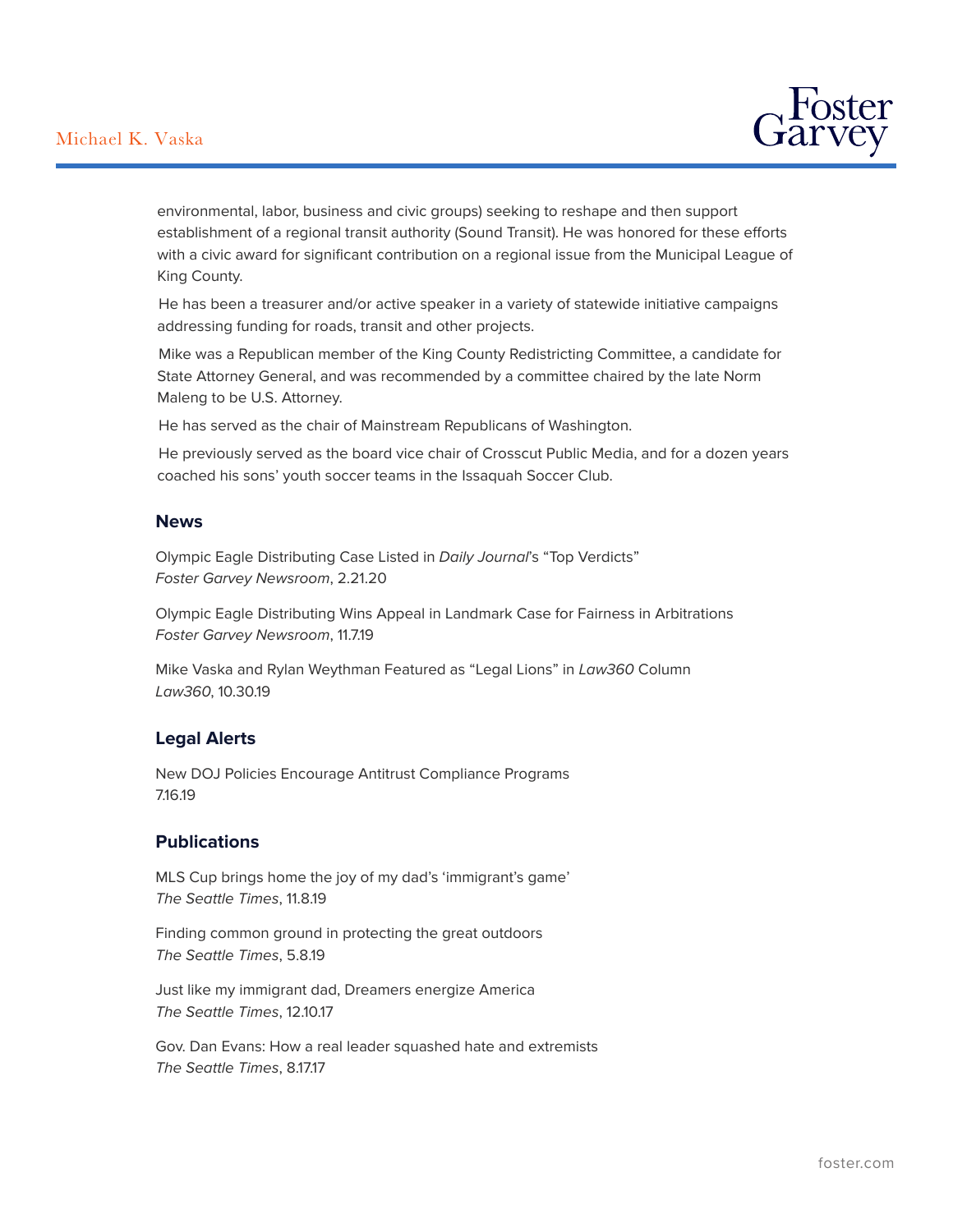environmental, labor, business and civic groups) seeking to reshape and then support establishment of a regional transit authority (Sound Transit). He was honored for these efforts with a civic award for significant contribution on a regional issue from the Municipal League of King County.

He has been a treasurer and/or active speaker in a variety of statewide initiative campaigns addressing funding for roads, transit and other projects.

Mike was a Republican member of the King County Redistricting Committee, a candidate for State Attorney General, and was recommended by a committee chaired by the late Norm Maleng to be U.S. Attorney.

He has served as the chair of Mainstream Republicans of Washington.

He previously served as the board vice chair of Crosscut Public Media, and for a dozen years coached his sons' youth soccer teams in the Issaquah Soccer Club.

## News

Olympic Eagle Distributing Case Listed in *Daily Journal*'s "Top Verdicts"
*Foster Garvey Newsroom*, 2.21.20

Olympic Eagle Distributing Wins Appeal in Landmark Case for Fairness in Arbitrations
*Foster Garvey Newsroom*, 11.7.19

Mike Vaska and Rylan Weythman Featured as "Legal Lions" in *Law360* Column
*Law360*, 10.30.19

## Legal Alerts

New DOJ Policies Encourage Antitrust Compliance Programs
7.16.19

## Publications

MLS Cup brings home the joy of my dad's 'immigrant's game'
*The Seattle Times*, 11.8.19

Finding common ground in protecting the great outdoors
*The Seattle Times*, 5.8.19

Just like my immigrant dad, Dreamers energize America
*The Seattle Times*, 12.10.17

Gov. Dan Evans: How a real leader squashed hate and extremists
*The Seattle Times*, 8.17.17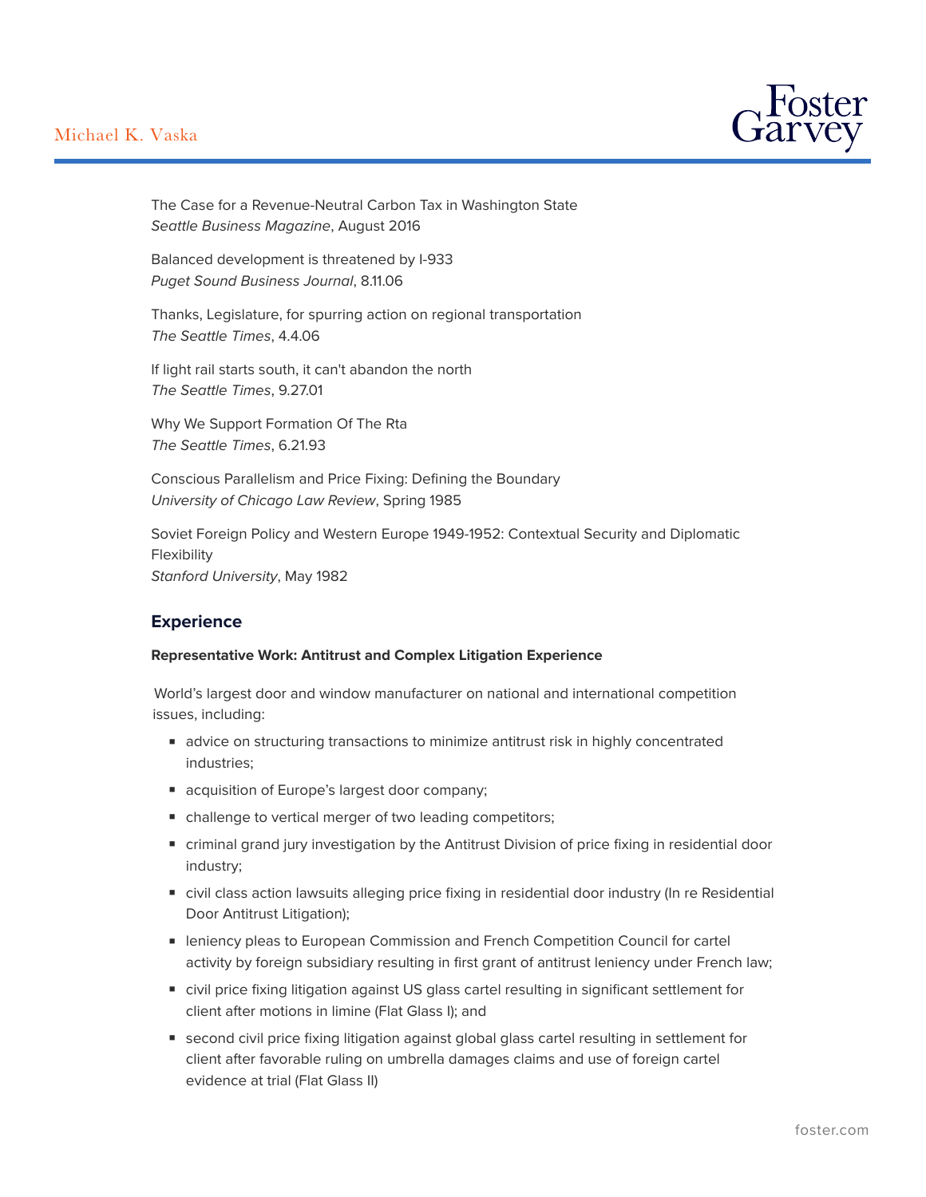The Case for a Revenue-Neutral Carbon Tax in Washington State
*Seattle Business Magazine*, August 2016

Balanced development is threatened by I-933
*Puget Sound Business Journal*, 8.11.06

Thanks, Legislature, for spurring action on regional transportation
*The Seattle Times*, 4.4.06

If light rail starts south, it can't abandon the north
*The Seattle Times*, 9.27.01

Why We Support Formation Of The Rta
*The Seattle Times*, 6.21.93

Conscious Parallelism and Price Fixing: Defining the Boundary
*University of Chicago Law Review*, Spring 1985

Soviet Foreign Policy and Western Europe 1949-1952: Contextual Security and Diplomatic Flexibility
*Stanford University*, May 1982

## Experience

**Representative Work: Antitrust and Complex Litigation Experience**

World's largest door and window manufacturer on national and international competition issues, including:

- advice on structuring transactions to minimize antitrust risk in highly concentrated industries;
- acquisition of Europe's largest door company;
- challenge to vertical merger of two leading competitors;
- criminal grand jury investigation by the Antitrust Division of price fixing in residential door industry;
- civil class action lawsuits alleging price fixing in residential door industry (In re Residential Door Antitrust Litigation);
- leniency pleas to European Commission and French Competition Council for cartel activity by foreign subsidiary resulting in first grant of antitrust leniency under French law;
- civil price fixing litigation against US glass cartel resulting in significant settlement for client after motions in limine (Flat Glass I); and
- second civil price fixing litigation against global glass cartel resulting in settlement for client after favorable ruling on umbrella damages claims and use of foreign cartel evidence at trial (Flat Glass II)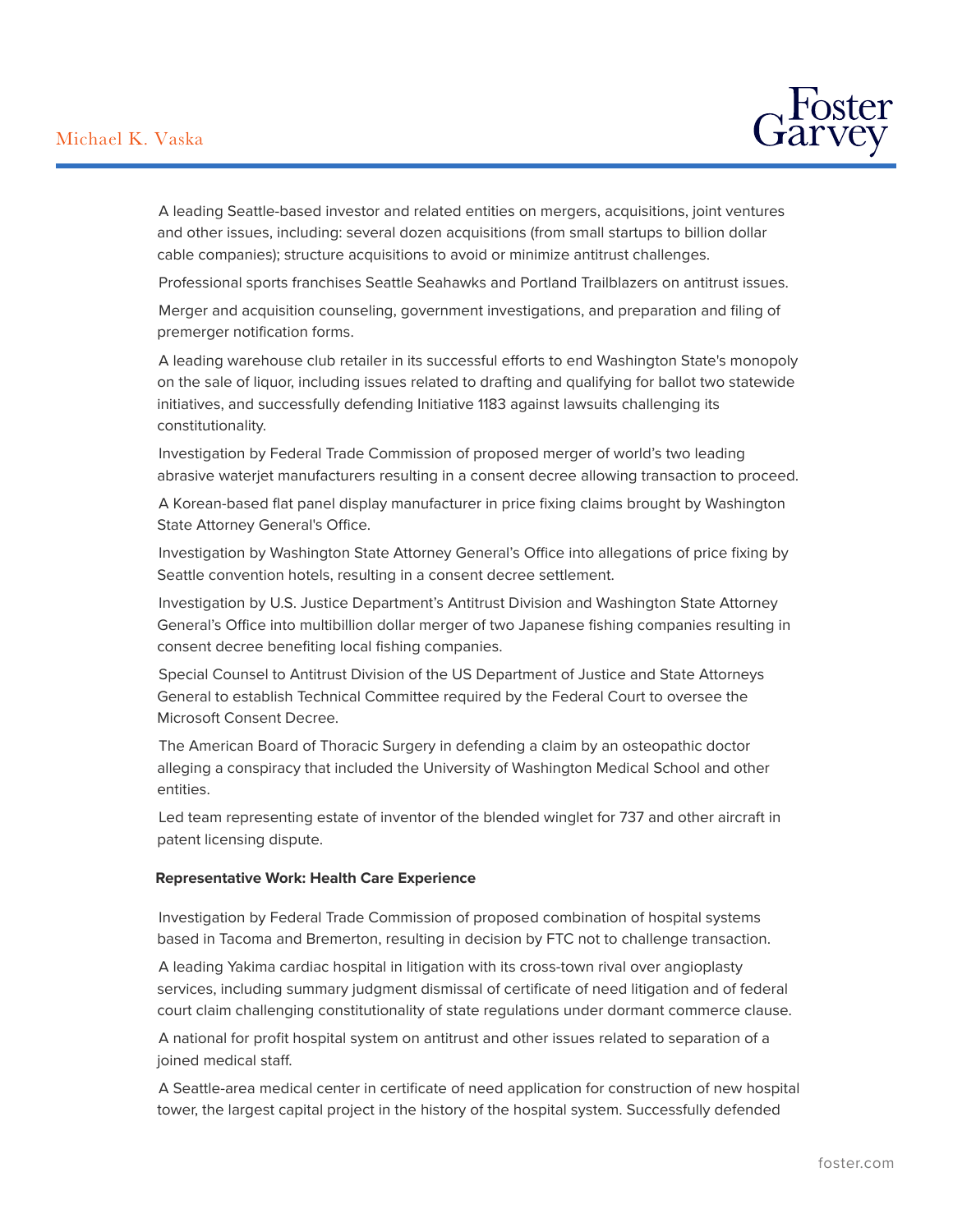A leading Seattle-based investor and related entities on mergers, acquisitions, joint ventures and other issues, including: several dozen acquisitions (from small startups to billion dollar cable companies); structure acquisitions to avoid or minimize antitrust challenges.

Professional sports franchises Seattle Seahawks and Portland Trailblazers on antitrust issues.

Merger and acquisition counseling, government investigations, and preparation and filing of premerger notification forms.

A leading warehouse club retailer in its successful efforts to end Washington State's monopoly on the sale of liquor, including issues related to drafting and qualifying for ballot two statewide initiatives, and successfully defending Initiative 1183 against lawsuits challenging its constitutionality.

Investigation by Federal Trade Commission of proposed merger of world's two leading abrasive waterjet manufacturers resulting in a consent decree allowing transaction to proceed.

A Korean-based flat panel display manufacturer in price fixing claims brought by Washington State Attorney General's Office.

Investigation by Washington State Attorney General's Office into allegations of price fixing by Seattle convention hotels, resulting in a consent decree settlement.

Investigation by U.S. Justice Department's Antitrust Division and Washington State Attorney General's Office into multibillion dollar merger of two Japanese fishing companies resulting in consent decree benefiting local fishing companies.

Special Counsel to Antitrust Division of the US Department of Justice and State Attorneys General to establish Technical Committee required by the Federal Court to oversee the Microsoft Consent Decree.

The American Board of Thoracic Surgery in defending a claim by an osteopathic doctor alleging a conspiracy that included the University of Washington Medical School and other entities.

Led team representing estate of inventor of the blended winglet for 737 and other aircraft in patent licensing dispute.

**Representative Work: Health Care Experience**

Investigation by Federal Trade Commission of proposed combination of hospital systems based in Tacoma and Bremerton, resulting in decision by FTC not to challenge transaction.

A leading Yakima cardiac hospital in litigation with its cross-town rival over angioplasty services, including summary judgment dismissal of certificate of need litigation and of federal court claim challenging constitutionality of state regulations under dormant commerce clause.

A national for profit hospital system on antitrust and other issues related to separation of a joined medical staff.

A Seattle-area medical center in certificate of need application for construction of new hospital tower, the largest capital project in the history of the hospital system. Successfully defended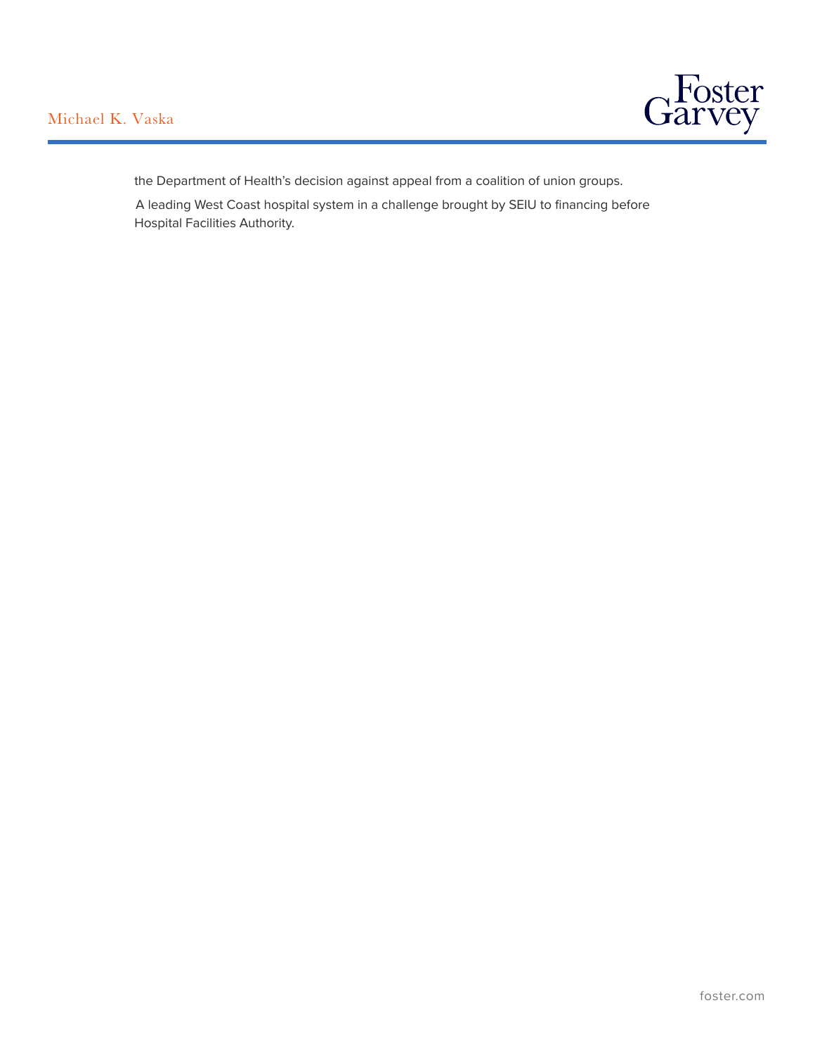the Department of Health’s decision against appeal from a coalition of union groups.

A leading West Coast hospital system in a challenge brought by SEIU to financing before Hospital Facilities Authority.